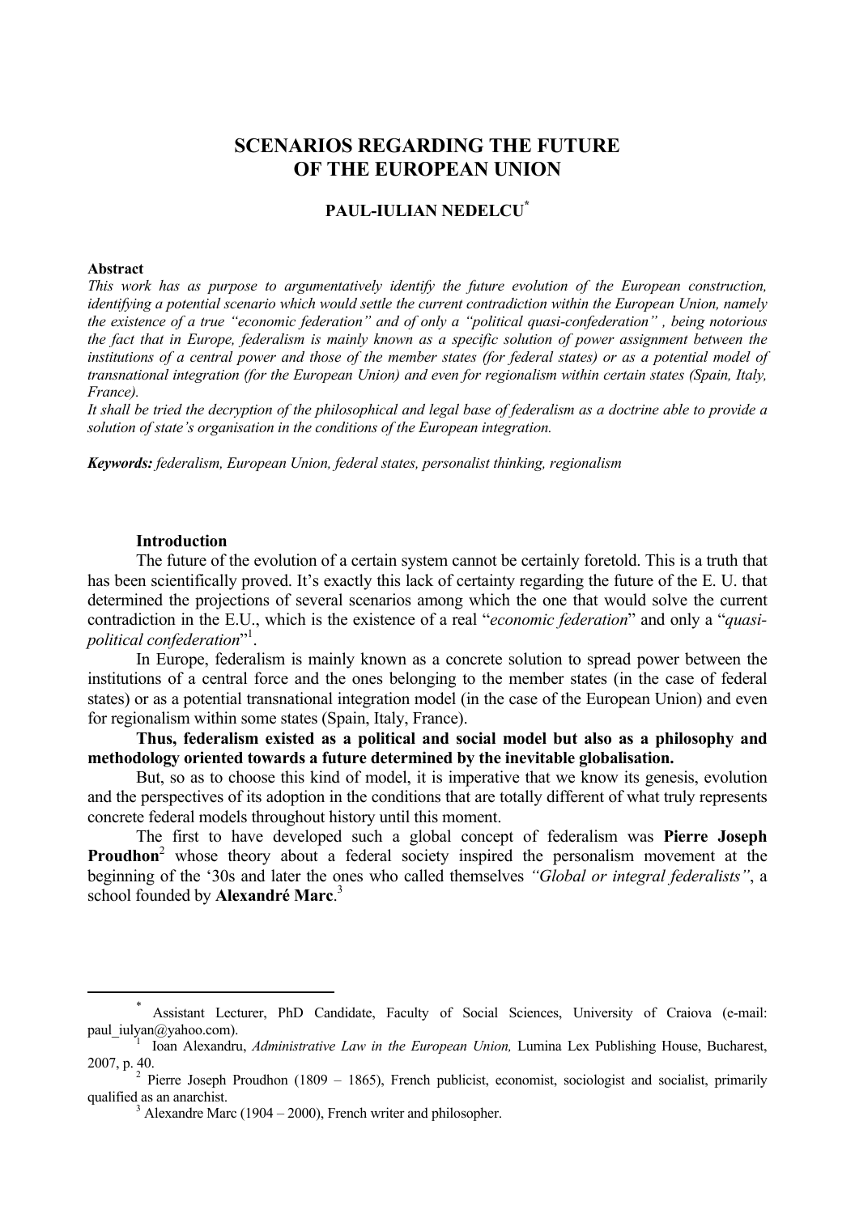# SCENARIOS REGARDING THE FUTURE OF THE EUROPEAN UNION

**PAUL-IULIAN NEDELCU**[*]

**Abstract**

*This work has as purpose to argumentatively identify the future evolution of the European construction, identifying a potential scenario which would settle the current contradiction within the European Union, namely the existence of a true "economic federation" and of only a "political quasi-confederation" , being notorious the fact that in Europe, federalism is mainly known as a specific solution of power assignment between the institutions of a central power and those of the member states (for federal states) or as a potential model of transnational integration (for the European Union) and even for regionalism within certain states (Spain, Italy, France).*

*It shall be tried the decryption of the philosophical and legal base of federalism as a doctrine able to provide a solution of state's organisation in the conditions of the European integration.*

***Keywords:*** *federalism, European Union, federal states, personalist thinking, regionalism*

## Introduction

The future of the evolution of a certain system cannot be certainly foretold. This is a truth that has been scientifically proved. It's exactly this lack of certainty regarding the future of the E. U. that determined the projections of several scenarios among which the one that would solve the current contradiction in the E.U., which is the existence of a real "*economic federation*" and only a "*quasi-political confederation*"[1].

In Europe, federalism is mainly known as a concrete solution to spread power between the institutions of a central force and the ones belonging to the member states (in the case of federal states) or as a potential transnational integration model (in the case of the European Union) and even for regionalism within some states (Spain, Italy, France).

**Thus, federalism existed as a political and social model but also as a philosophy and methodology oriented towards a future determined by the inevitable globalisation.**

But, so as to choose this kind of model, it is imperative that we know its genesis, evolution and the perspectives of its adoption in the conditions that are totally different of what truly represents concrete federal models throughout history until this moment.

The first to have developed such a global concept of federalism was **Pierre Joseph Proudhon**[2] whose theory about a federal society inspired the personalism movement at the beginning of the '30s and later the ones who called themselves *"Global or integral federalists"*, a school founded by **Alexandré Marc**.[3]

---

[*] Assistant Lecturer, PhD Candidate, Faculty of Social Sciences, University of Craiova (e-mail: paul_iulyan@yahoo.com).

[1] Ioan Alexandru, *Administrative Law in the European Union,* Lumina Lex Publishing House, Bucharest, 2007, p. 40.

[2] Pierre Joseph Proudhon (1809 – 1865), French publicist, economist, sociologist and socialist, primarily qualified as an anarchist.

[3] Alexandre Marc (1904 – 2000), French writer and philosopher.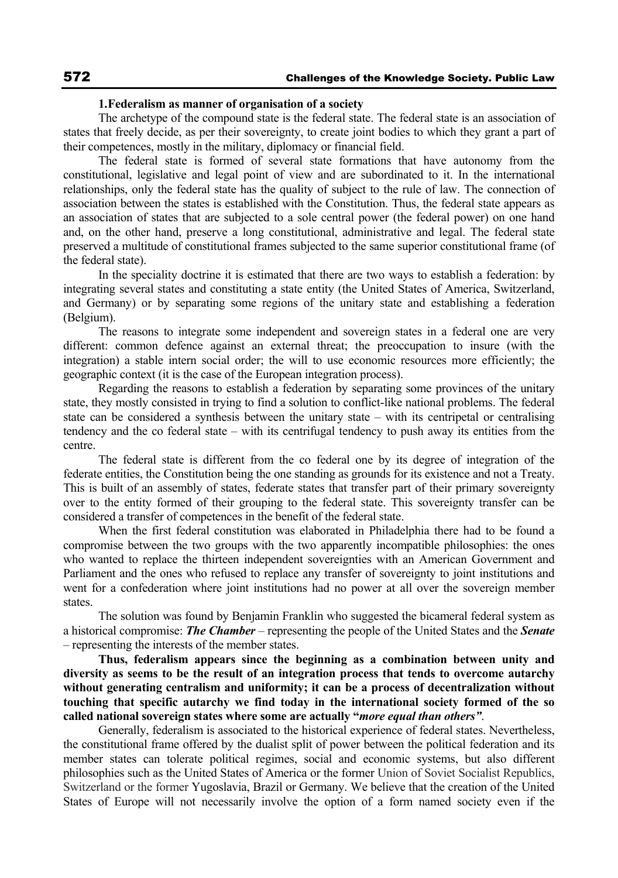## 1. Federalism as manner of organisation of a society

The archetype of the compound state is the federal state. The federal state is an association of states that freely decide, as per their sovereignty, to create joint bodies to which they grant a part of their competences, mostly in the military, diplomacy or financial field.

The federal state is formed of several state formations that have autonomy from the constitutional, legislative and legal point of view and are subordinated to it. In the international relationships, only the federal state has the quality of subject to the rule of law. The connection of association between the states is established with the Constitution. Thus, the federal state appears as an association of states that are subjected to a sole central power (the federal power) on one hand and, on the other hand, preserve a long constitutional, administrative and legal. The federal state preserved a multitude of constitutional frames subjected to the same superior constitutional frame (of the federal state).

In the speciality doctrine it is estimated that there are two ways to establish a federation: by integrating several states and constituting a state entity (the United States of America, Switzerland, and Germany) or by separating some regions of the unitary state and establishing a federation (Belgium).

The reasons to integrate some independent and sovereign states in a federal one are very different: common defence against an external threat; the preoccupation to insure (with the integration) a stable intern social order; the will to use economic resources more efficiently; the geographic context (it is the case of the European integration process).

Regarding the reasons to establish a federation by separating some provinces of the unitary state, they mostly consisted in trying to find a solution to conflict-like national problems. The federal state can be considered a synthesis between the unitary state – with its centripetal or centralising tendency and the co federal state – with its centrifugal tendency to push away its entities from the centre.

The federal state is different from the co federal one by its degree of integration of the federate entities, the Constitution being the one standing as grounds for its existence and not a Treaty. This is built of an assembly of states, federate states that transfer part of their primary sovereignty over to the entity formed of their grouping to the federal state. This sovereignty transfer can be considered a transfer of competences in the benefit of the federal state.

When the first federal constitution was elaborated in Philadelphia there had to be found a compromise between the two groups with the two apparently incompatible philosophies: the ones who wanted to replace the thirteen independent sovereignties with an American Government and Parliament and the ones who refused to replace any transfer of sovereignty to joint institutions and went for a confederation where joint institutions had no power at all over the sovereign member states.

The solution was found by Benjamin Franklin who suggested the bicameral federal system as a historical compromise: ***The Chamber*** – representing the people of the United States and the ***Senate*** – representing the interests of the member states.

**Thus, federalism appears since the beginning as a combination between unity and diversity as seems to be the result of an integration process that tends to overcome autarchy without generating centralism and uniformity; it can be a process of decentralization without touching that specific autarchy we find today in the international society formed of the so called national sovereign states where some are actually "*more equal than others"*.**

Generally, federalism is associated to the historical experience of federal states. Nevertheless, the constitutional frame offered by the dualist split of power between the political federation and its member states can tolerate political regimes, social and economic systems, but also different philosophies such as the United States of America or the former Union of Soviet Socialist Republics, Switzerland or the former Yugoslavia, Brazil or Germany. We believe that the creation of the United States of Europe will not necessarily involve the option of a form named society even if the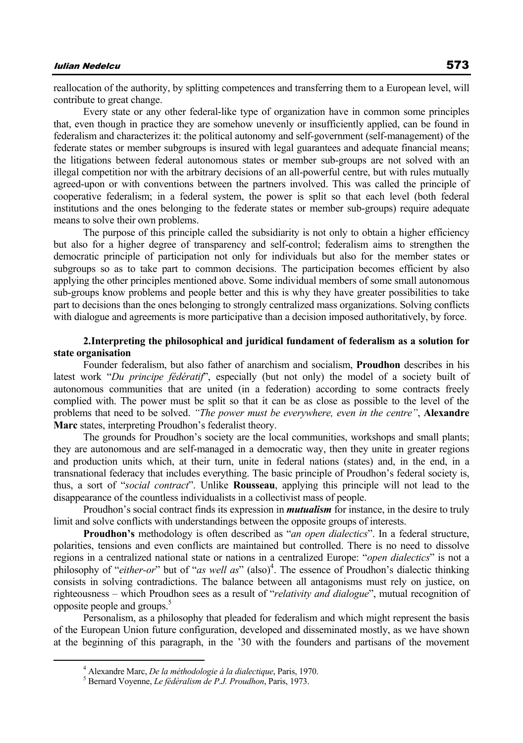reallocation of the authority, by splitting competences and transferring them to a European level, will contribute to great change.

Every state or any other federal-like type of organization have in common some principles that, even though in practice they are somehow unevenly or insufficiently applied, can be found in federalism and characterizes it: the political autonomy and self-government (self-management) of the federate states or member subgroups is insured with legal guarantees and adequate financial means; the litigations between federal autonomous states or member sub-groups are not solved with an illegal competition nor with the arbitrary decisions of an all-powerful centre, but with rules mutually agreed-upon or with conventions between the partners involved. This was called the principle of cooperative federalism; in a federal system, the power is split so that each level (both federal institutions and the ones belonging to the federate states or member sub-groups) require adequate means to solve their own problems.

The purpose of this principle called the subsidiarity is not only to obtain a higher efficiency but also for a higher degree of transparency and self-control; federalism aims to strengthen the democratic principle of participation not only for individuals but also for the member states or subgroups so as to take part to common decisions. The participation becomes efficient by also applying the other principles mentioned above. Some individual members of some small autonomous sub-groups know problems and people better and this is why they have greater possibilities to take part to decisions than the ones belonging to strongly centralized mass organizations. Solving conflicts with dialogue and agreements is more participative than a decision imposed authoritatively, by force.

## 2.Interpreting the philosophical and juridical fundament of federalism as a solution for state organisation

Founder federalism, but also father of anarchism and socialism, **Proudhon** describes in his latest work "*Du principe fédératif*", especially (but not only) the model of a society built of autonomous communities that are united (in a federation) according to some contracts freely complied with. The power must be split so that it can be as close as possible to the level of the problems that need to be solved. *"The power must be everywhere, even in the centre"*, **Alexandre Marc** states, interpreting Proudhon's federalist theory.

The grounds for Proudhon's society are the local communities, workshops and small plants; they are autonomous and are self-managed in a democratic way, then they unite in greater regions and production units which, at their turn, unite in federal nations (states) and, in the end, in a transnational federacy that includes everything. The basic principle of Proudhon's federal society is, thus, a sort of "*social contract*". Unlike **Rousseau**, applying this principle will not lead to the disappearance of the countless individualists in a collectivist mass of people.

Proudhon's social contract finds its expression in ***mutualism*** for instance, in the desire to truly limit and solve conflicts with understandings between the opposite groups of interests.

**Proudhon's** methodology is often described as "*an open dialectics*". In a federal structure, polarities, tensions and even conflicts are maintained but controlled. There is no need to dissolve regions in a centralized national state or nations in a centralized Europe: "*open dialectics*" is not a philosophy of "*either-or*" but of "*as well as*" (also)[4]. The essence of Proudhon's dialectic thinking consists in solving contradictions. The balance between all antagonisms must rely on justice, on righteousness – which Proudhon sees as a result of "*relativity and dialogue*", mutual recognition of opposite people and groups.[5]

Personalism, as a philosophy that pleaded for federalism and which might represent the basis of the European Union future configuration, developed and disseminated mostly, as we have shown at the beginning of this paragraph, in the '30 with the founders and partisans of the movement

[4] Alexandre Marc, *De la méthodologie à la dialectique*, Paris, 1970.

[5] Bernard Voyenne, *Le fédéralism de P.J. Proudhon*, Paris, 1973.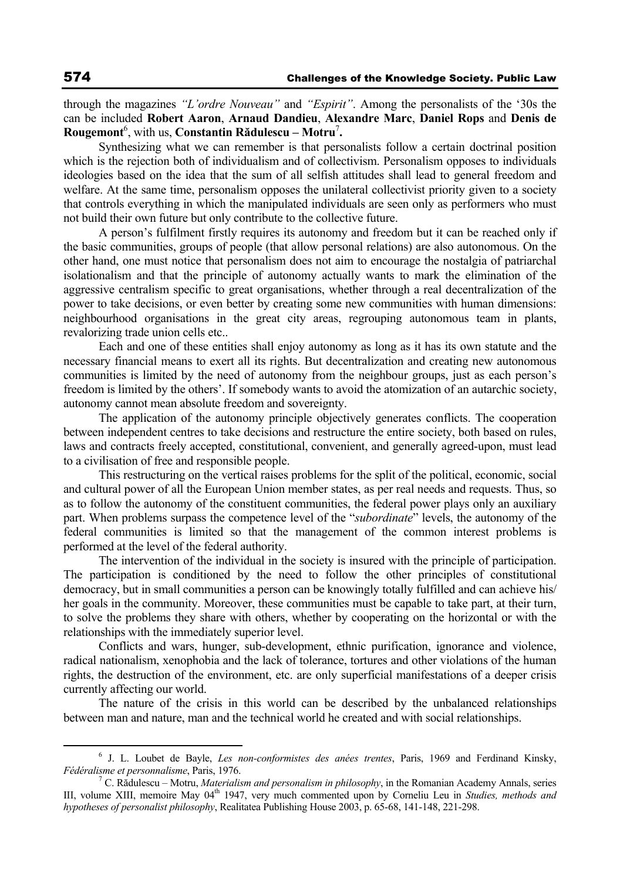through the magazines *"L'ordre Nouveau"* and *"Espirit"*. Among the personalists of the '30s the can be included **Robert Aaron**, **Arnaud Dandieu**, **Alexandre Marc**, **Daniel Rops** and **Denis de Rougemont**[6], with us, **Constantin Rădulescu – Motru**[7]**.**

Synthesizing what we can remember is that personalists follow a certain doctrinal position which is the rejection both of individualism and of collectivism. Personalism opposes to individuals ideologies based on the idea that the sum of all selfish attitudes shall lead to general freedom and welfare. At the same time, personalism opposes the unilateral collectivist priority given to a society that controls everything in which the manipulated individuals are seen only as performers who must not build their own future but only contribute to the collective future.

A person's fulfilment firstly requires its autonomy and freedom but it can be reached only if the basic communities, groups of people (that allow personal relations) are also autonomous. On the other hand, one must notice that personalism does not aim to encourage the nostalgia of patriarchal isolationalism and that the principle of autonomy actually wants to mark the elimination of the aggressive centralism specific to great organisations, whether through a real decentralization of the power to take decisions, or even better by creating some new communities with human dimensions: neighbourhood organisations in the great city areas, regrouping autonomous team in plants, revalorizing trade union cells etc..

Each and one of these entities shall enjoy autonomy as long as it has its own statute and the necessary financial means to exert all its rights. But decentralization and creating new autonomous communities is limited by the need of autonomy from the neighbour groups, just as each person's freedom is limited by the others'. If somebody wants to avoid the atomization of an autarchic society, autonomy cannot mean absolute freedom and sovereignty.

The application of the autonomy principle objectively generates conflicts. The cooperation between independent centres to take decisions and restructure the entire society, both based on rules, laws and contracts freely accepted, constitutional, convenient, and generally agreed-upon, must lead to a civilisation of free and responsible people.

This restructuring on the vertical raises problems for the split of the political, economic, social and cultural power of all the European Union member states, as per real needs and requests. Thus, so as to follow the autonomy of the constituent communities, the federal power plays only an auxiliary part. When problems surpass the competence level of the "*subordinate*" levels, the autonomy of the federal communities is limited so that the management of the common interest problems is performed at the level of the federal authority.

The intervention of the individual in the society is insured with the principle of participation. The participation is conditioned by the need to follow the other principles of constitutional democracy, but in small communities a person can be knowingly totally fulfilled and can achieve his/ her goals in the community. Moreover, these communities must be capable to take part, at their turn, to solve the problems they share with others, whether by cooperating on the horizontal or with the relationships with the immediately superior level.

Conflicts and wars, hunger, sub-development, ethnic purification, ignorance and violence, radical nationalism, xenophobia and the lack of tolerance, tortures and other violations of the human rights, the destruction of the environment, etc. are only superficial manifestations of a deeper crisis currently affecting our world.

The nature of the crisis in this world can be described by the unbalanced relationships between man and nature, man and the technical world he created and with social relationships.

---

[6] J. L. Loubet de Bayle, *Les non-conformistes des anées trentes*, Paris, 1969 and Ferdinand Kinsky, *Fédéralisme et personnalisme*, Paris, 1976.

[7] C. Rădulescu – Motru, *Materialism and personalism in philosophy*, in the Romanian Academy Annals, series III, volume XIII, memoire May 04th 1947, very much commented upon by Corneliu Leu in *Studies, methods and hypotheses of personalist philosophy*, Realitatea Publishing House 2003, p. 65-68, 141-148, 221-298.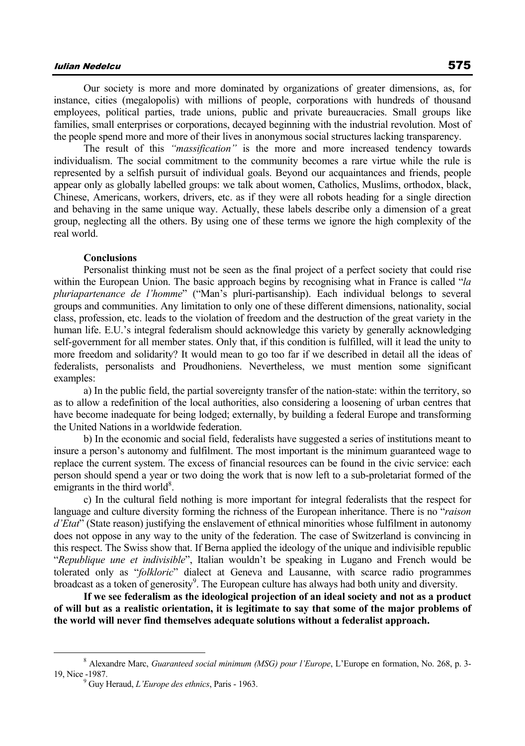Our society is more and more dominated by organizations of greater dimensions, as, for instance, cities (megalopolis) with millions of people, corporations with hundreds of thousand employees, political parties, trade unions, public and private bureaucracies. Small groups like families, small enterprises or corporations, decayed beginning with the industrial revolution. Most of the people spend more and more of their lives in anonymous social structures lacking transparency.

The result of this *"massification"* is the more and more increased tendency towards individualism. The social commitment to the community becomes a rare virtue while the rule is represented by a selfish pursuit of individual goals. Beyond our acquaintances and friends, people appear only as globally labelled groups: we talk about women, Catholics, Muslims, orthodox, black, Chinese, Americans, workers, drivers, etc. as if they were all robots heading for a single direction and behaving in the same unique way. Actually, these labels describe only a dimension of a great group, neglecting all the others. By using one of these terms we ignore the high complexity of the real world.

**Conclusions**

Personalist thinking must not be seen as the final project of a perfect society that could rise within the European Union. The basic approach begins by recognising what in France is called "*la pluriapartenance de l'homme*" ("Man's pluri-partisanship). Each individual belongs to several groups and communities. Any limitation to only one of these different dimensions, nationality, social class, profession, etc. leads to the violation of freedom and the destruction of the great variety in the human life. E.U.'s integral federalism should acknowledge this variety by generally acknowledging self-government for all member states. Only that, if this condition is fulfilled, will it lead the unity to more freedom and solidarity? It would mean to go too far if we described in detail all the ideas of federalists, personalists and Proudhoniens. Nevertheless, we must mention some significant examples:

a) In the public field, the partial sovereignty transfer of the nation-state: within the territory, so as to allow a redefinition of the local authorities, also considering a loosening of urban centres that have become inadequate for being lodged; externally, by building a federal Europe and transforming the United Nations in a worldwide federation.

b) In the economic and social field, federalists have suggested a series of institutions meant to insure a person's autonomy and fulfilment. The most important is the minimum guaranteed wage to replace the current system. The excess of financial resources can be found in the civic service: each person should spend a year or two doing the work that is now left to a sub-proletariat formed of the emigrants in the third world[8].

c) In the cultural field nothing is more important for integral federalists that the respect for language and culture diversity forming the richness of the European inheritance. There is no "*raison d'Etat*" (State reason) justifying the enslavement of ethnical minorities whose fulfilment in autonomy does not oppose in any way to the unity of the federation. The case of Switzerland is convincing in this respect. The Swiss show that. If Berna applied the ideology of the unique and indivisible republic "*Republique une et indivisible*", Italian wouldn't be speaking in Lugano and French would be tolerated only as "*folkloric*" dialect at Geneva and Lausanne, with scarce radio programmes broadcast as a token of generosity[9]. The European culture has always had both unity and diversity.

**If we see federalism as the ideological projection of an ideal society and not as a product of will but as a realistic orientation, it is legitimate to say that some of the major problems of the world will never find themselves adequate solutions without a federalist approach.**

---

[8] Alexandre Marc, *Guaranteed social minimum (MSG) pour l'Europe*, L'Europe en formation, No. 268, p. 3-19, Nice -1987.

[9] Guy Heraud, *L'Europe des ethnics*, Paris - 1963.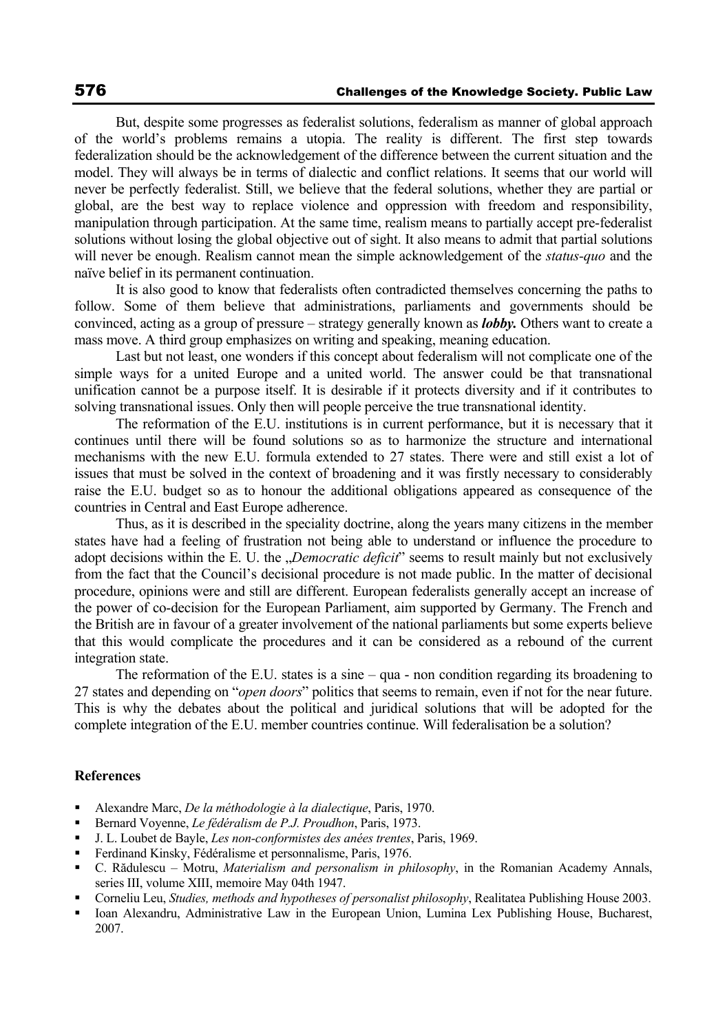But, despite some progresses as federalist solutions, federalism as manner of global approach of the world's problems remains a utopia. The reality is different. The first step towards federalization should be the acknowledgement of the difference between the current situation and the model. They will always be in terms of dialectic and conflict relations. It seems that our world will never be perfectly federalist. Still, we believe that the federal solutions, whether they are partial or global, are the best way to replace violence and oppression with freedom and responsibility, manipulation through participation. At the same time, realism means to partially accept pre-federalist solutions without losing the global objective out of sight. It also means to admit that partial solutions will never be enough. Realism cannot mean the simple acknowledgement of the *status-quo* and the naïve belief in its permanent continuation.

It is also good to know that federalists often contradicted themselves concerning the paths to follow. Some of them believe that administrations, parliaments and governments should be convinced, acting as a group of pressure – strategy generally known as ***lobby.*** Others want to create a mass move. A third group emphasizes on writing and speaking, meaning education.

Last but not least, one wonders if this concept about federalism will not complicate one of the simple ways for a united Europe and a united world. The answer could be that transnational unification cannot be a purpose itself. It is desirable if it protects diversity and if it contributes to solving transnational issues. Only then will people perceive the true transnational identity.

The reformation of the E.U. institutions is in current performance, but it is necessary that it continues until there will be found solutions so as to harmonize the structure and international mechanisms with the new E.U. formula extended to 27 states. There were and still exist a lot of issues that must be solved in the context of broadening and it was firstly necessary to considerably raise the E.U. budget so as to honour the additional obligations appeared as consequence of the countries in Central and East Europe adherence.

Thus, as it is described in the speciality doctrine, along the years many citizens in the member states have had a feeling of frustration not being able to understand or influence the procedure to adopt decisions within the E. U. the „*Democratic deficit*" seems to result mainly but not exclusively from the fact that the Council's decisional procedure is not made public. In the matter of decisional procedure, opinions were and still are different. European federalists generally accept an increase of the power of co-decision for the European Parliament, aim supported by Germany. The French and the British are in favour of a greater involvement of the national parliaments but some experts believe that this would complicate the procedures and it can be considered as a rebound of the current integration state.

The reformation of the E.U. states is a sine – qua - non condition regarding its broadening to 27 states and depending on "*open doors*" politics that seems to remain, even if not for the near future. This is why the debates about the political and juridical solutions that will be adopted for the complete integration of the E.U. member countries continue. Will federalisation be a solution?

**References**

- Alexandre Marc, *De la méthodologie à la dialectique*, Paris, 1970.
- Bernard Voyenne, *Le fédéralism de P.J. Proudhon*, Paris, 1973.
- J. L. Loubet de Bayle, *Les non-conformistes des anées trentes*, Paris, 1969.
- Ferdinand Kinsky, Fédéralisme et personnalisme, Paris, 1976.
- C. Rădulescu – Motru, *Materialism and personalism in philosophy*, in the Romanian Academy Annals, series III, volume XIII, memoire May 04th 1947.
- Corneliu Leu, *Studies, methods and hypotheses of personalist philosophy*, Realitatea Publishing House 2003.
- Ioan Alexandru, Administrative Law in the European Union, Lumina Lex Publishing House, Bucharest, 2007.